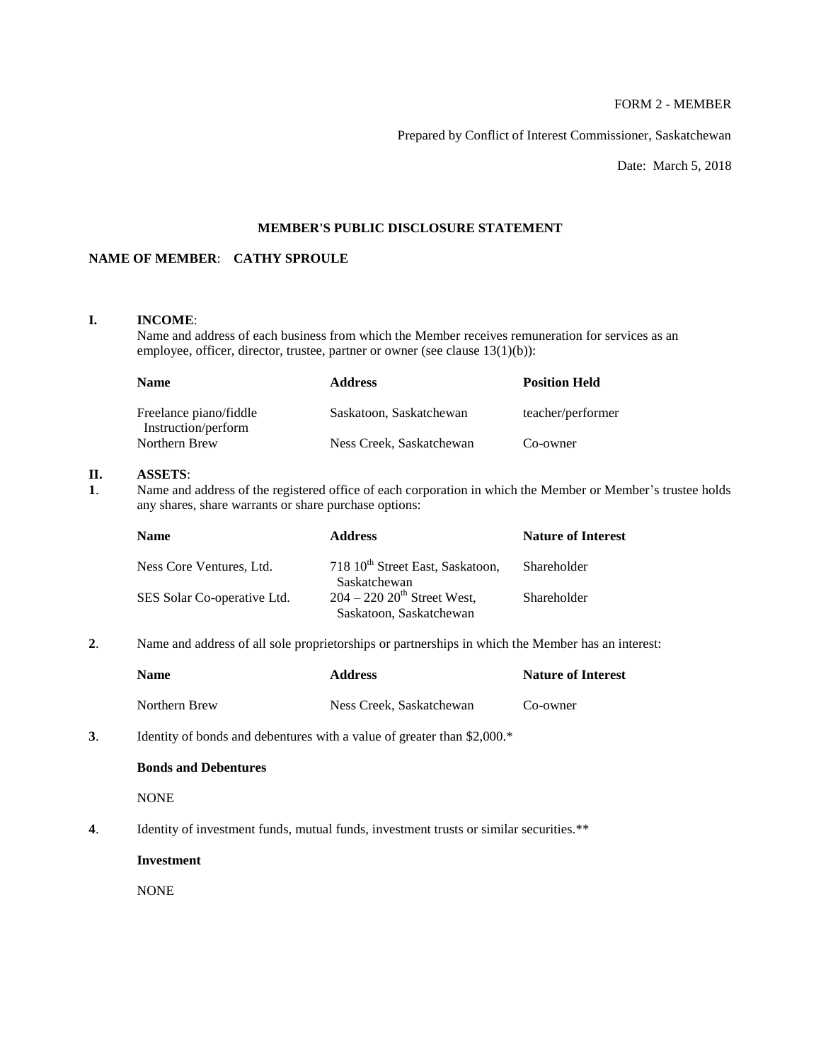FORM 2 - MEMBER

Prepared by Conflict of Interest Commissioner, Saskatchewan

Date: March 5, 2018

**MEMBER'S PUBLIC DISCLOSURE STATEMENT**

**NAME OF MEMBER**: **CATHY SPROULE**

**I. INCOME**:

Name and address of each business from which the Member receives remuneration for services as an employee, officer, director, trustee, partner or owner (see clause 13(1)(b)):

| Name | Address | Position Held |
|---|---|---|
| Freelance piano/fiddle Instruction/perform | Saskatoon, Saskatchewan | teacher/performer |
| Northern Brew | Ness Creek, Saskatchewan | Co-owner |

**II. ASSETS**:

**1**. Name and address of the registered office of each corporation in which the Member or Member's trustee holds any shares, share warrants or share purchase options:

| Name | Address | Nature of Interest |
|---|---|---|
| Ness Core Ventures, Ltd. | 718 10th Street East, Saskatoon, Saskatchewan | Shareholder |
| SES Solar Co-operative Ltd. | 204 – 220 20th Street West, Saskatoon, Saskatchewan | Shareholder |

**2**. Name and address of all sole proprietorships or partnerships in which the Member has an interest:

| Name | Address | Nature of Interest |
|---|---|---|
| Northern Brew | Ness Creek, Saskatchewan | Co-owner |

**3**. Identity of bonds and debentures with a value of greater than $2,000.*

**Bonds and Debentures**

NONE

**4**. Identity of investment funds, mutual funds, investment trusts or similar securities.**

**Investment**

NONE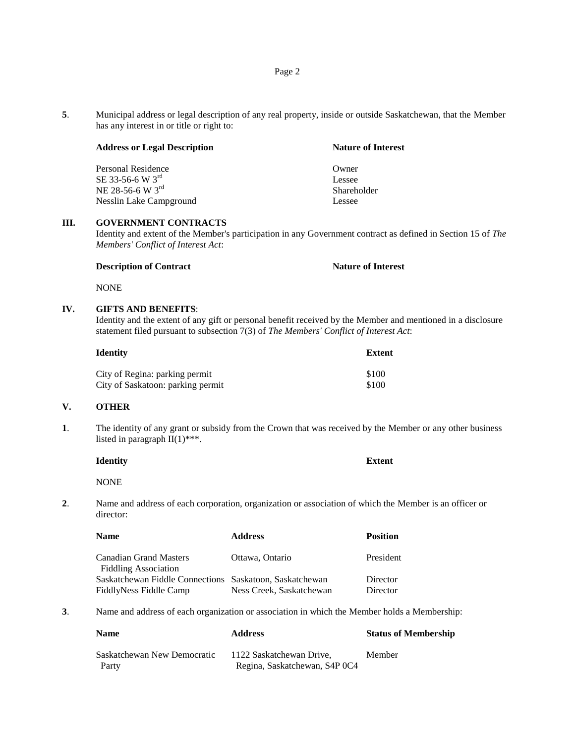**5**. Municipal address or legal description of any real property, inside or outside Saskatchewan, that the Member has any interest in or title or right to:

| Address or Legal Description | Nature of Interest |
|---|---|
| Personal Residence | Owner |
| SE 33-56-6 W 3rd | Lessee |
| NE 28-56-6 W 3rd | Shareholder |
| Nesslin Lake Campground | Lessee |

## III. GOVERNMENT CONTRACTS

Identity and extent of the Member's participation in any Government contract as defined in Section 15 of *The Members' Conflict of Interest Act*:

| Description of Contract | Nature of Interest |
|---|---|
| NONE | |

## IV. GIFTS AND BENEFITS:

Identity and the extent of any gift or personal benefit received by the Member and mentioned in a disclosure statement filed pursuant to subsection 7(3) of *The Members' Conflict of Interest Act*:

| Identity | Extent |
|---|---|
| City of Regina: parking permit | $100 |
| City of Saskatoon: parking permit | $100 |

## V. OTHER

**1**. The identity of any grant or subsidy from the Crown that was received by the Member or any other business listed in paragraph II(1)***.

| Identity | Extent |
|---|---|
| NONE | |

**2**. Name and address of each corporation, organization or association of which the Member is an officer or director:

| Name | Address | Position |
|---|---|---|
| Canadian Grand Masters Fiddling Association | Ottawa, Ontario | President |
| Saskatchewan Fiddle Connections | Saskatoon, Saskatchewan | Director |
| FiddlyNess Fiddle Camp | Ness Creek, Saskatchewan | Director |

**3**. Name and address of each organization or association in which the Member holds a Membership:

| Name | Address | Status of Membership |
|---|---|---|
| Saskatchewan New Democratic Party | 1122 Saskatchewan Drive, Regina, Saskatchewan, S4P 0C4 | Member |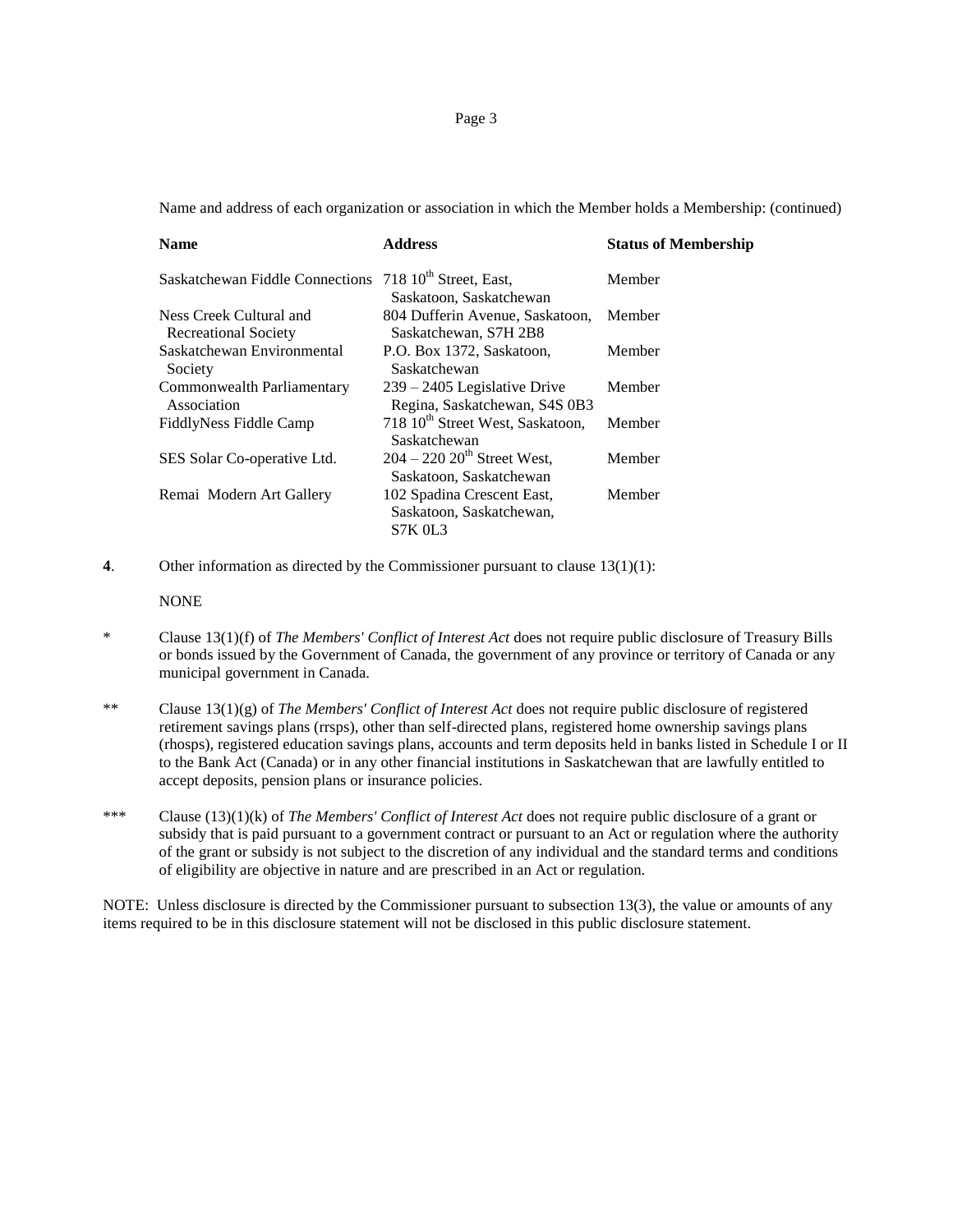Name and address of each organization or association in which the Member holds a Membership: (continued)

| Name | Address | Status of Membership |
| --- | --- | --- |
| Saskatchewan Fiddle Connections | 718 10th Street, East, Saskatoon, Saskatchewan | Member |
| Ness Creek Cultural and Recreational Society | 804 Dufferin Avenue, Saskatoon, Saskatchewan, S7H 2B8 | Member |
| Saskatchewan Environmental Society | P.O. Box 1372, Saskatoon, Saskatchewan | Member |
| Commonwealth Parliamentary Association | 239 – 2405 Legislative Drive Regina, Saskatchewan, S4S 0B3 | Member |
| FiddlyNess Fiddle Camp | 718 10th Street West, Saskatoon, Saskatchewan | Member |
| SES Solar Co-operative Ltd. | 204 – 220 20th Street West, Saskatoon, Saskatchewan | Member |
| Remai Modern Art Gallery | 102 Spadina Crescent East, Saskatoon, Saskatchewan, S7K 0L3 | Member |

**4**. Other information as directed by the Commissioner pursuant to clause 13(1)(l):

NONE

\* Clause 13(1)(f) of *The Members' Conflict of Interest Act* does not require public disclosure of Treasury Bills or bonds issued by the Government of Canada, the government of any province or territory of Canada or any municipal government in Canada.

\*\* Clause 13(1)(g) of *The Members' Conflict of Interest Act* does not require public disclosure of registered retirement savings plans (rrsps), other than self-directed plans, registered home ownership savings plans (rhosps), registered education savings plans, accounts and term deposits held in banks listed in Schedule I or II to the Bank Act (Canada) or in any other financial institutions in Saskatchewan that are lawfully entitled to accept deposits, pension plans or insurance policies.

\*\*\* Clause (13)(1)(k) of *The Members' Conflict of Interest Act* does not require public disclosure of a grant or subsidy that is paid pursuant to a government contract or pursuant to an Act or regulation where the authority of the grant or subsidy is not subject to the discretion of any individual and the standard terms and conditions of eligibility are objective in nature and are prescribed in an Act or regulation.

NOTE: Unless disclosure is directed by the Commissioner pursuant to subsection 13(3), the value or amounts of any items required to be in this disclosure statement will not be disclosed in this public disclosure statement.